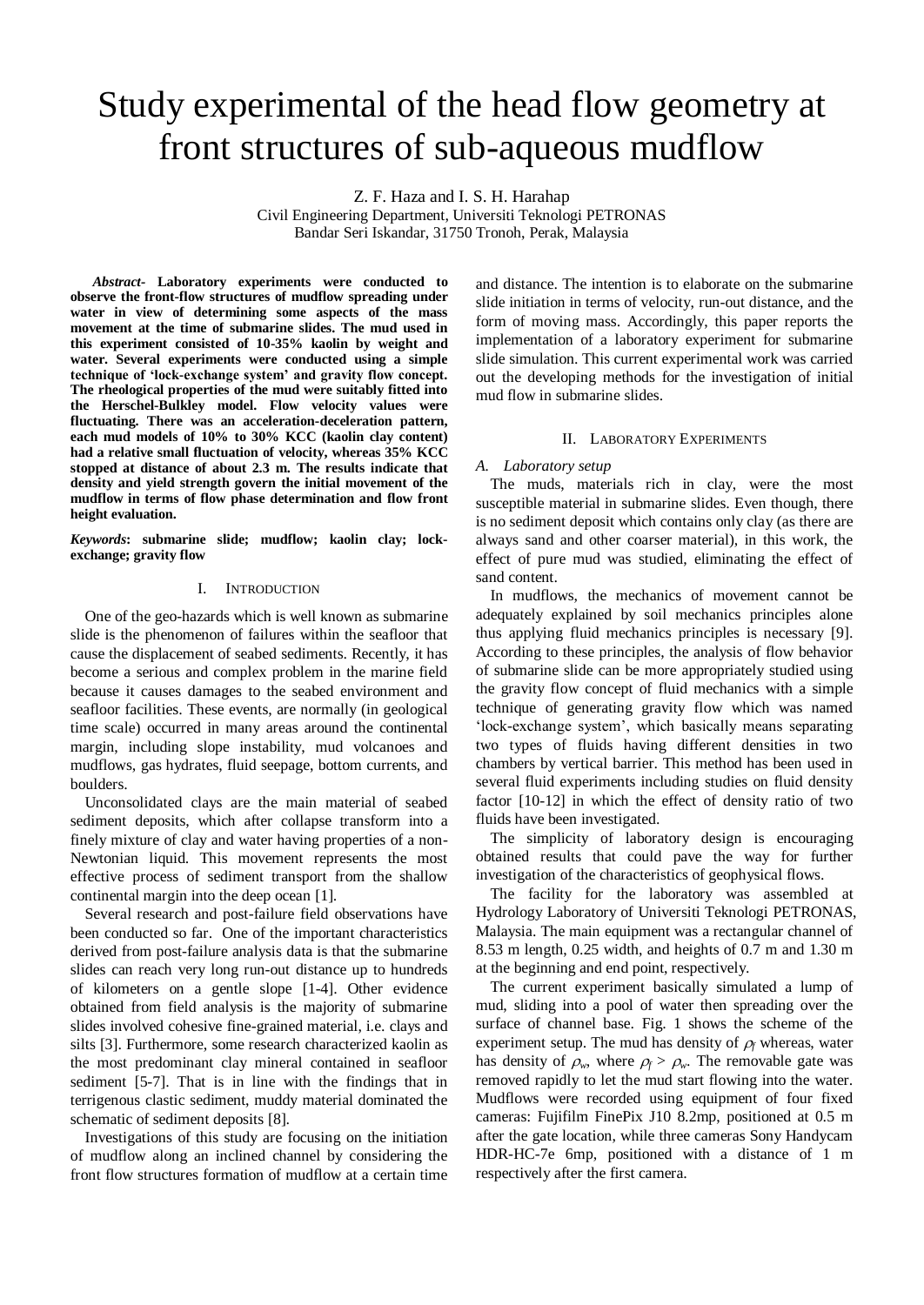# Study experimental of the head flow geometry at front structures of sub-aqueous mudflow

Z. F. Haza and I. S. H. Harahap
Civil Engineering Department, Universiti Teknologi PETRONAS
Bandar Seri Iskandar, 31750 Tronoh, Perak, Malaysia

***Abstract*- Laboratory experiments were conducted to observe the front-flow structures of mudflow spreading under water in view of determining some aspects of the mass movement at the time of submarine slides. The mud used in this experiment consisted of 10-35% kaolin by weight and water. Several experiments were conducted using a simple technique of 'lock-exchange system' and gravity flow concept. The rheological properties of the mud were suitably fitted into the Herschel-Bulkley model. Flow velocity values were fluctuating. There was an acceleration-deceleration pattern, each mud models of 10% to 30% KCC (kaolin clay content) had a relative small fluctuation of velocity, whereas 35% KCC stopped at distance of about 2.3 m. The results indicate that density and yield strength govern the initial movement of the mudflow in terms of flow phase determination and flow front height evaluation.**

***Keywords*: submarine slide; mudflow; kaolin clay; lock-exchange; gravity flow**

## I. Introduction

One of the geo-hazards which is well known as submarine slide is the phenomenon of failures within the seafloor that cause the displacement of seabed sediments. Recently, it has become a serious and complex problem in the marine field because it causes damages to the seabed environment and seafloor facilities. These events, are normally (in geological time scale) occurred in many areas around the continental margin, including slope instability, mud volcanoes and mudflows, gas hydrates, fluid seepage, bottom currents, and boulders.

Unconsolidated clays are the main material of seabed sediment deposits, which after collapse transform into a finely mixture of clay and water having properties of a non-Newtonian liquid. This movement represents the most effective process of sediment transport from the shallow continental margin into the deep ocean [1].

Several research and post-failure field observations have been conducted so far. One of the important characteristics derived from post-failure analysis data is that the submarine slides can reach very long run-out distance up to hundreds of kilometers on a gentle slope [1-4]. Other evidence obtained from field analysis is the majority of submarine slides involved cohesive fine-grained material, i.e. clays and silts [3]. Furthermore, some research characterized kaolin as the most predominant clay mineral contained in seafloor sediment [5-7]. That is in line with the findings that in terrigenous clastic sediment, muddy material dominated the schematic of sediment deposits [8].

Investigations of this study are focusing on the initiation of mudflow along an inclined channel by considering the front flow structures formation of mudflow at a certain time and distance. The intention is to elaborate on the submarine slide initiation in terms of velocity, run-out distance, and the form of moving mass. Accordingly, this paper reports the implementation of a laboratory experiment for submarine slide simulation. This current experimental work was carried out the developing methods for the investigation of initial mud flow in submarine slides.

## II. Laboratory Experiments

### *A. Laboratory setup*

The muds, materials rich in clay, were the most susceptible material in submarine slides. Even though, there is no sediment deposit which contains only clay (as there are always sand and other coarser material), in this work, the effect of pure mud was studied, eliminating the effect of sand content.

In mudflows, the mechanics of movement cannot be adequately explained by soil mechanics principles alone thus applying fluid mechanics principles is necessary [9]. According to these principles, the analysis of flow behavior of submarine slide can be more appropriately studied using the gravity flow concept of fluid mechanics with a simple technique of generating gravity flow which was named 'lock-exchange system', which basically means separating two types of fluids having different densities in two chambers by vertical barrier. This method has been used in several fluid experiments including studies on fluid density factor [10-12] in which the effect of density ratio of two fluids have been investigated.

The simplicity of laboratory design is encouraging obtained results that could pave the way for further investigation of the characteristics of geophysical flows.

The facility for the laboratory was assembled at Hydrology Laboratory of Universiti Teknologi PETRONAS, Malaysia. The main equipment was a rectangular channel of 8.53 m length, 0.25 width, and heights of 0.7 m and 1.30 m at the beginning and end point, respectively.

The current experiment basically simulated a lump of mud, sliding into a pool of water then spreading over the surface of channel base. Fig. 1 shows the scheme of the experiment setup. The mud has density of $\rho_f$ whereas, water has density of $\rho_w$, where $\rho_f > \rho_w$. The removable gate was removed rapidly to let the mud start flowing into the water. Mudflows were recorded using equipment of four fixed cameras: Fujifilm FinePix J10 8.2mp, positioned at 0.5 m after the gate location, while three cameras Sony Handycam HDR-HC-7e 6mp, positioned with a distance of 1 m respectively after the first camera.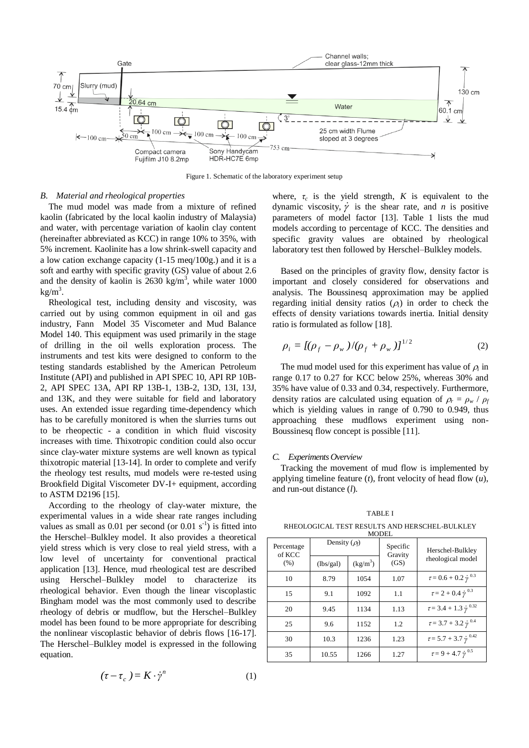Figure 1. Schematic of the laboratory experiment setup

### B. Material and rheological properties

The mud model was made from a mixture of refined kaolin (fabricated by the local kaolin industry of Malaysia) and water, with percentage variation of kaolin clay content (hereinafter abbreviated as KCC) in range 10% to 35%, with 5% increment. Kaolinite has a low shrink-swell capacity and a low cation exchange capacity (1-15 meq/100g.) and it is a soft and earthy with specific gravity (GS) value of about 2.6 and the density of kaolin is 2630 kg/m$^3$, while water 1000 kg/m$^3$.

Rheological test, including density and viscosity, was carried out by using common equipment in oil and gas industry, Fann Model 35 Viscometer and Mud Balance Model 140. This equipment was used primarily in the stage of drilling in the oil wells exploration process. The instruments and test kits were designed to conform to the testing standards established by the American Petroleum Institute (API) and published in API SPEC 10, API RP 10B-2, API SPEC 13A, API RP 13B-1, 13B-2, 13D, 13I, 13J, and 13K, and they were suitable for field and laboratory uses. An extended issue regarding time-dependency which has to be carefully monitored is when the slurries turns out to be rheopectic - a condition in which fluid viscosity increases with time. Thixotropic condition could also occur since clay-water mixture systems are well known as typical thixotropic material [13-14]. In order to complete and verify the rheology test results, mud models were re-tested using Brookfield Digital Viscometer DV-I+ equipment, according to ASTM D2196 [15].

According to the rheology of clay-water mixture, the experimental values in a wide shear rate ranges including values as small as 0.01 per second (or 0.01 s$^{-1}$) is fitted into the Herschel–Bulkley model. It also provides a theoretical yield stress which is very close to real yield stress, with a low level of uncertainty for conventional practical application [13]. Hence, mud rheological test are described using Herschel–Bulkley model to characterize its rheological behavior. Even though the linear viscoplastic Bingham model was the most commonly used to describe rheology of debris or mudflow, but the Herschel–Bulkley model has been found to be more appropriate for describing the nonlinear viscoplastic behavior of debris flows [16-17]. The Herschel–Bulkley model is expressed in the following equation.

$$(\tau - \tau_c) = K \cdot \dot{\gamma}^n \tag{1}$$

where, $\tau_c$ is the yield strength, $K$ is equivalent to the dynamic viscosity, $\dot{\gamma}$ is the shear rate, and $n$ is positive parameters of model factor [13]. Table 1 lists the mud models according to percentage of KCC. The densities and specific gravity values are obtained by rheological laboratory test then followed by Herschel–Bulkley models.

Based on the principles of gravity flow, density factor is important and closely considered for observations and analysis. The Boussinesq approximation may be applied regarding initial density ratios ($\rho_i$) in order to check the effects of density variations towards inertia. Initial density ratio is formulated as follow [18].

$$\rho_i = [(\rho_f - \rho_w)/(\rho_f + \rho_w)]^{1/2} \tag{2}$$

The mud model used for this experiment has value of $\rho_i$ in range 0.17 to 0.27 for KCC below 25%, whereas 30% and 35% have value of 0.33 and 0.34, respectively. Furthermore, density ratios are calculated using equation of $\rho_r = \rho_w / \rho_f$ which is yielding values in range of 0.790 to 0.949, thus approaching these mudflows experiment using non-Boussinesq flow concept is possible [11].

### C. Experiments Overview

Tracking the movement of mud flow is implemented by applying timeline feature ($t$), front velocity of head flow ($u$), and run-out distance ($l$).

TABLE I

RHEOLOGICAL TEST RESULTS AND HERSCHEL-BULKLEY MODEL

| Percentage of KCC (%) | Density ($\rho$) | | Specific Gravity (GS) | Herschel-Bulkley rheological model |
|---|---|---|---|---|
| | (lbs/gal) | (kg/m$^3$) | | |
| 10 | 8.79 | 1054 | 1.07 | $\tau = 0.6 + 0.2\,\dot{\gamma}^{0.3}$ |
| 15 | 9.1 | 1092 | 1.1 | $\tau = 2 + 0.4\,\dot{\gamma}^{0.3}$ |
| 20 | 9.45 | 1134 | 1.13 | $\tau = 3.4 + 1.3\,\dot{\gamma}^{0.32}$ |
| 25 | 9.6 | 1152 | 1.2 | $\tau = 3.7 + 3.2\,\dot{\gamma}^{0.4}$ |
| 30 | 10.3 | 1236 | 1.23 | $\tau = 5.7 + 3.7\,\dot{\gamma}^{0.42}$ |
| 35 | 10.55 | 1266 | 1.27 | $\tau = 9 + 4.7\,\dot{\gamma}^{0.5}$ |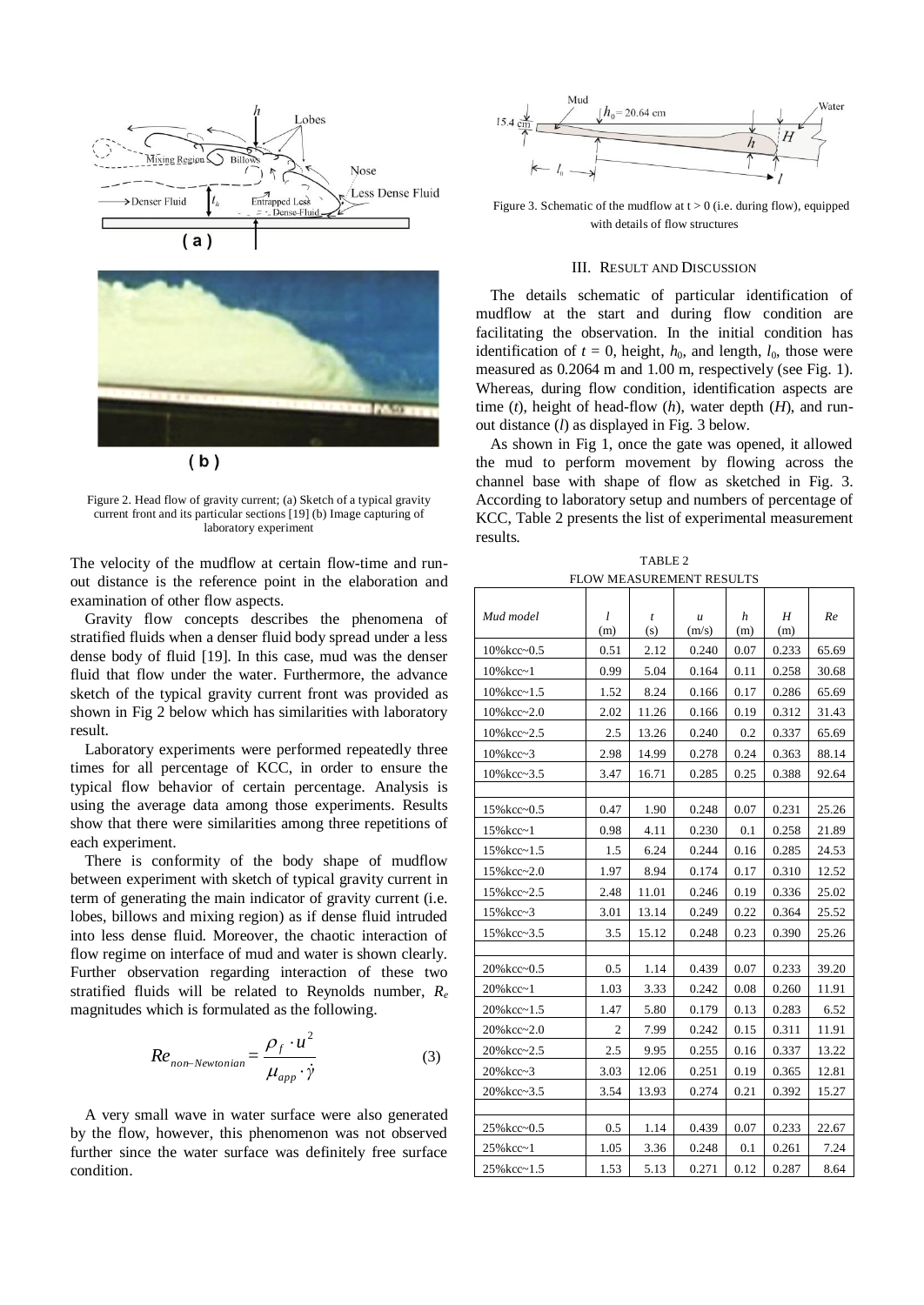Figure 2. Head flow of gravity current; (a) Sketch of a typical gravity current front and its particular sections [19] (b) Image capturing of laboratory experiment

The velocity of the mudflow at certain flow-time and run-out distance is the reference point in the elaboration and examination of other flow aspects.

Gravity flow concepts describes the phenomena of stratified fluids when a denser fluid body spread under a less dense body of fluid [19]. In this case, mud was the denser fluid that flow under the water. Furthermore, the advance sketch of the typical gravity current front was provided as shown in Fig 2 below which has similarities with laboratory result.

Laboratory experiments were performed repeatedly three times for all percentage of KCC, in order to ensure the typical flow behavior of certain percentage. Analysis is using the average data among those experiments. Results show that there were similarities among three repetitions of each experiment.

There is conformity of the body shape of mudflow between experiment with sketch of typical gravity current in term of generating the main indicator of gravity current (i.e. lobes, billows and mixing region) as if dense fluid intruded into less dense fluid. Moreover, the chaotic interaction of flow regime on interface of mud and water is shown clearly. Further observation regarding interaction of these two stratified fluids will be related to Reynolds number, $R_e$ magnitudes which is formulated as the following.

$$Re_{non-Newtonian} = \frac{\rho_f \cdot u^2}{\mu_{app} \cdot \dot{\gamma}} \qquad (3)$$

A very small wave in water surface were also generated by the flow, however, this phenomenon was not observed further since the water surface was definitely free surface condition.

Figure 3. Schematic of the mudflow at t > 0 (i.e. during flow), equipped with details of flow structures

## III. Result and Discussion

The details schematic of particular identification of mudflow at the start and during flow condition are facilitating the observation. In the initial condition has identification of $t$ = 0, height, $h_0$, and length, $l_0$, those were measured as 0.2064 m and 1.00 m, respectively (see Fig. 1). Whereas, during flow condition, identification aspects are time ($t$), height of head-flow ($h$), water depth ($H$), and run-out distance ($l$) as displayed in Fig. 3 below.

As shown in Fig 1, once the gate was opened, it allowed the mud to perform movement by flowing across the channel base with shape of flow as sketched in Fig. 3. According to laboratory setup and numbers of percentage of KCC, Table 2 presents the list of experimental measurement results.

TABLE 2
FLOW MEASUREMENT RESULTS

| *Mud model* | *l* (m) | *t* (s) | *u* (m/s) | *h* (m) | *H* (m) | *Re* |
|---|---|---|---|---|---|---|
| 10%kcc~0.5 | 0.51 | 2.12 | 0.240 | 0.07 | 0.233 | 65.69 |
| 10%kcc~1 | 0.99 | 5.04 | 0.164 | 0.11 | 0.258 | 30.68 |
| 10%kcc~1.5 | 1.52 | 8.24 | 0.166 | 0.17 | 0.286 | 65.69 |
| 10%kcc~2.0 | 2.02 | 11.26 | 0.166 | 0.19 | 0.312 | 31.43 |
| 10%kcc~2.5 | 2.5 | 13.26 | 0.240 | 0.2 | 0.337 | 65.69 |
| 10%kcc~3 | 2.98 | 14.99 | 0.278 | 0.24 | 0.363 | 88.14 |
| 10%kcc~3.5 | 3.47 | 16.71 | 0.285 | 0.25 | 0.388 | 92.64 |
| | | | | | | |
| 15%kcc~0.5 | 0.47 | 1.90 | 0.248 | 0.07 | 0.231 | 25.26 |
| 15%kcc~1 | 0.98 | 4.11 | 0.230 | 0.1 | 0.258 | 21.89 |
| 15%kcc~1.5 | 1.5 | 6.24 | 0.244 | 0.16 | 0.285 | 24.53 |
| 15%kcc~2.0 | 1.97 | 8.94 | 0.174 | 0.17 | 0.310 | 12.52 |
| 15%kcc~2.5 | 2.48 | 11.01 | 0.246 | 0.19 | 0.336 | 25.02 |
| 15%kcc~3 | 3.01 | 13.14 | 0.249 | 0.22 | 0.364 | 25.52 |
| 15%kcc~3.5 | 3.5 | 15.12 | 0.248 | 0.23 | 0.390 | 25.26 |
| | | | | | | |
| 20%kcc~0.5 | 0.5 | 1.14 | 0.439 | 0.07 | 0.233 | 39.20 |
| 20%kcc~1 | 1.03 | 3.33 | 0.242 | 0.08 | 0.260 | 11.91 |
| 20%kcc~1.5 | 1.47 | 5.80 | 0.179 | 0.13 | 0.283 | 6.52 |
| 20%kcc~2.0 | 2 | 7.99 | 0.242 | 0.15 | 0.311 | 11.91 |
| 20%kcc~2.5 | 2.5 | 9.95 | 0.255 | 0.16 | 0.337 | 13.22 |
| 20%kcc~3 | 3.03 | 12.06 | 0.251 | 0.19 | 0.365 | 12.81 |
| 20%kcc~3.5 | 3.54 | 13.93 | 0.274 | 0.21 | 0.392 | 15.27 |
| | | | | | | |
| 25%kcc~0.5 | 0.5 | 1.14 | 0.439 | 0.07 | 0.233 | 22.67 |
| 25%kcc~1 | 1.05 | 3.36 | 0.248 | 0.1 | 0.261 | 7.24 |
| 25%kcc~1.5 | 1.53 | 5.13 | 0.271 | 0.12 | 0.287 | 8.64 |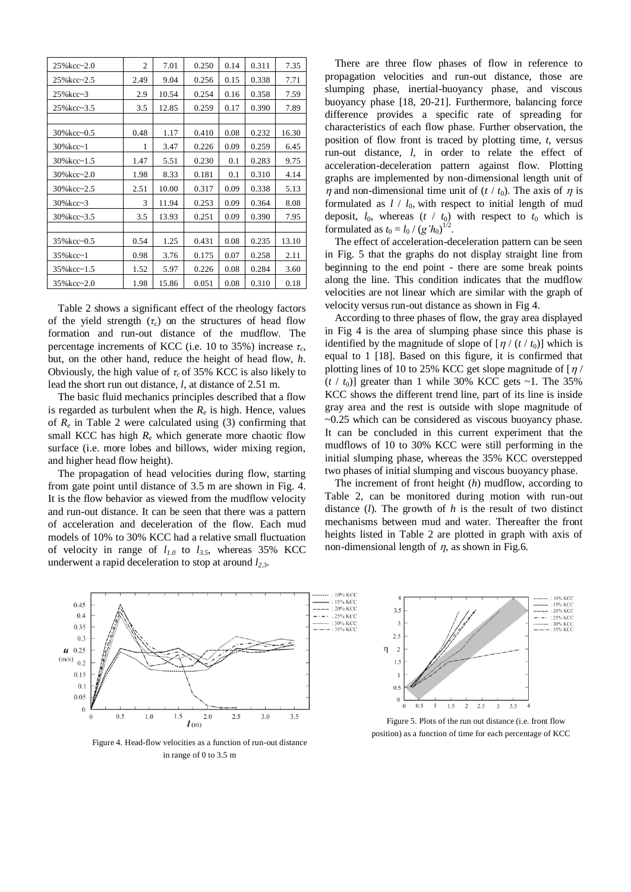| 25%kcc~2.0 | 2 | 7.01 | 0.250 | 0.14 | 0.311 | 7.35 |
|---|---|---|---|---|---|---|
| 25%kcc~2.5 | 2.49 | 9.04 | 0.256 | 0.15 | 0.338 | 7.71 |
| 25%kcc~3 | 2.9 | 10.54 | 0.254 | 0.16 | 0.358 | 7.59 |
| 25%kcc~3.5 | 3.5 | 12.85 | 0.259 | 0.17 | 0.390 | 7.89 |
| | | | | | | |
| 30%kcc~0.5 | 0.48 | 1.17 | 0.410 | 0.08 | 0.232 | 16.30 |
| 30%kcc~1 | 1 | 3.47 | 0.226 | 0.09 | 0.259 | 6.45 |
| 30%kcc~1.5 | 1.47 | 5.51 | 0.230 | 0.1 | 0.283 | 9.75 |
| 30%kcc~2.0 | 1.98 | 8.33 | 0.181 | 0.1 | 0.310 | 4.14 |
| 30%kcc~2.5 | 2.51 | 10.00 | 0.317 | 0.09 | 0.338 | 5.13 |
| 30%kcc~3 | 3 | 11.94 | 0.253 | 0.09 | 0.364 | 8.08 |
| 30%kcc~3.5 | 3.5 | 13.93 | 0.251 | 0.09 | 0.390 | 7.95 |
| | | | | | | |
| 35%kcc~0.5 | 0.54 | 1.25 | 0.431 | 0.08 | 0.235 | 13.10 |
| 35%kcc~1 | 0.98 | 3.76 | 0.175 | 0.07 | 0.258 | 2.11 |
| 35%kcc~1.5 | 1.52 | 5.97 | 0.226 | 0.08 | 0.284 | 3.60 |
| 35%kcc~2.0 | 1.98 | 15.86 | 0.051 | 0.08 | 0.310 | 0.18 |

Table 2 shows a significant effect of the rheology factors of the yield strength ($\tau_c$) on the structures of head flow formation and run-out distance of the mudflow. The percentage increments of KCC (i.e. 10 to 35%) increase $\tau_c$, but, on the other hand, reduce the height of head flow, $h$. Obviously, the high value of $\tau_c$ of 35% KCC is also likely to lead the short run out distance, $l$, at distance of 2.51 m.

The basic fluid mechanics principles described that a flow is regarded as turbulent when the $R_e$ is high. Hence, values of $R_e$ in Table 2 were calculated using (3) confirming that small KCC has high $R_e$ which generate more chaotic flow surface (i.e. more lobes and billows, wider mixing region, and higher head flow height).

The propagation of head velocities during flow, starting from gate point until distance of 3.5 m are shown in Fig. 4. It is the flow behavior as viewed from the mudflow velocity and run-out distance. It can be seen that there was a pattern of acceleration and deceleration of the flow. Each mud models of 10% to 30% KCC had a relative small fluctuation of velocity in range of $l_{1.0}$ to $l_{3.5}$, whereas 35% KCC underwent a rapid deceleration to stop at around $l_{2.3}$.

There are three flow phases of flow in reference to propagation velocities and run-out distance, those are slumping phase, inertial-buoyancy phase, and viscous buoyancy phase [18, 20-21]. Furthermore, balancing force difference provides a specific rate of spreading for characteristics of each flow phase. Further observation, the position of flow front is traced by plotting time, $t$, versus run-out distance, $l$, in order to relate the effect of acceleration-deceleration pattern against flow. Plotting graphs are implemented by non-dimensional length unit of $\eta$ and non-dimensional time unit of $(t / t_0)$. The axis of $\eta$ is formulated as $l / l_0$, with respect to initial length of mud deposit, $l_0$, whereas $(t / t_0)$ with respect to $t_0$ which is formulated as $t_0 = l_0 / (g'h_0)^{1/2}$.

The effect of acceleration-deceleration pattern can be seen in Fig. 5 that the graphs do not display straight line from beginning to the end point - there are some break points along the line. This condition indicates that the mudflow velocities are not linear which are similar with the graph of velocity versus run-out distance as shown in Fig 4.

According to three phases of flow, the gray area displayed in Fig 4 is the area of slumping phase since this phase is identified by the magnitude of slope of $[\eta / (t / t_0)]$ which is equal to 1 [18]. Based on this figure, it is confirmed that plotting lines of 10 to 25% KCC get slope magnitude of $[\eta / (t / t_0)]$ greater than 1 while 30% KCC gets ~1. The 35% KCC shows the different trend line, part of its line is inside gray area and the rest is outside with slope magnitude of ~0.25 which can be considered as viscous buoyancy phase. It can be concluded in this current experiment that the mudflows of 10 to 30% KCC were still performing in the initial slumping phase, whereas the 35% KCC overstepped two phases of initial slumping and viscous buoyancy phase.

The increment of front height ($h$) mudflow, according to Table 2, can be monitored during motion with run-out distance ($l$). The growth of $h$ is the result of two distinct mechanisms between mud and water. Thereafter the front heights listed in Table 2 are plotted in graph with axis of non-dimensional length of $\eta$, as shown in Fig.6.

Figure 4. Head-flow velocities as a function of run-out distance in range of 0 to 3.5 m

Figure 5. Plots of the run out distance (i.e. front flow position) as a function of time for each percentage of KCC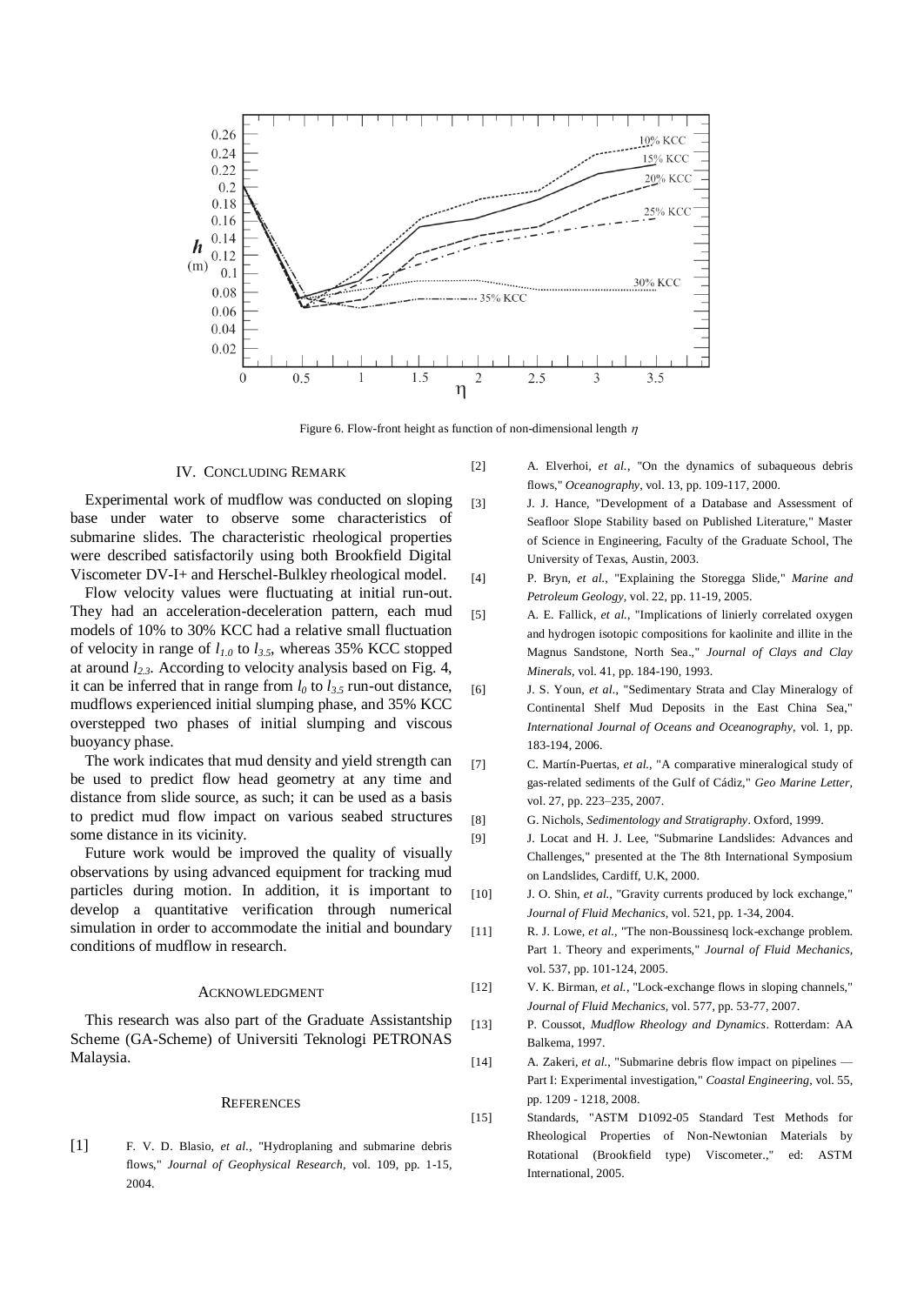Figure 6. Flow-front height as function of non-dimensional length $\eta$

## IV. Concluding Remark

Experimental work of mudflow was conducted on sloping base under water to observe some characteristics of submarine slides. The characteristic rheological properties were described satisfactorily using both Brookfield Digital Viscometer DV-I+ and Herschel-Bulkley rheological model.

Flow velocity values were fluctuating at initial run-out. They had an acceleration-deceleration pattern, each mud models of 10% to 30% KCC had a relative small fluctuation of velocity in range of $l_{1.0}$ to $l_{3.5}$, whereas 35% KCC stopped at around $l_{2.3}$. According to velocity analysis based on Fig. 4, it can be inferred that in range from $l_0$ to $l_{3.5}$ run-out distance, mudflows experienced initial slumping phase, and 35% KCC overstepped two phases of initial slumping and viscous buoyancy phase.

The work indicates that mud density and yield strength can be used to predict flow head geometry at any time and distance from slide source, as such; it can be used as a basis to predict mud flow impact on various seabed structures some distance in its vicinity.

Future work would be improved the quality of visually observations by using advanced equipment for tracking mud particles during motion. In addition, it is important to develop a quantitative verification through numerical simulation in order to accommodate the initial and boundary conditions of mudflow in research.

## Acknowledgment

This research was also part of the Graduate Assistantship Scheme (GA-Scheme) of Universiti Teknologi PETRONAS Malaysia.

## References

[1] F. V. D. Blasio, *et al.*, "Hydroplaning and submarine debris flows," *Journal of Geophysical Research*, vol. 109, pp. 1-15, 2004.

[2] A. Elverhoi, *et al.*, "On the dynamics of subaqueous debris flows," *Oceanography*, vol. 13, pp. 109-117, 2000.

[3] J. J. Hance, "Development of a Database and Assessment of Seafloor Slope Stability based on Published Literature," Master of Science in Engineering, Faculty of the Graduate School, The University of Texas, Austin, 2003.

[4] P. Bryn, *et al.*, "Explaining the Storegga Slide," *Marine and Petroleum Geology*, vol. 22, pp. 11-19, 2005.

[5] A. E. Fallick, *et al.*, "Implications of linierly correlated oxygen and hydrogen isotopic compositions for kaolinite and illite in the Magnus Sandstone, North Sea.," *Journal of Clays and Clay Minerals*, vol. 41, pp. 184-190, 1993.

[6] J. S. Youn, *et al.*, "Sedimentary Strata and Clay Mineralogy of Continental Shelf Mud Deposits in the East China Sea," *International Journal of Oceans and Oceanography*, vol. 1, pp. 183-194, 2006.

[7] C. Martín-Puertas, *et al.*, "A comparative mineralogical study of gas-related sediments of the Gulf of Cádiz," *Geo Marine Letter*, vol. 27, pp. 223–235, 2007.

[8] G. Nichols, *Sedimentology and Stratigraphy*. Oxford, 1999.

[9] J. Locat and H. J. Lee, "Submarine Landslides: Advances and Challenges," presented at the The 8th International Symposium on Landslides, Cardiff, U.K, 2000.

[10] J. O. Shin, *et al.*, "Gravity currents produced by lock exchange," *Journal of Fluid Mechanics*, vol. 521, pp. 1-34, 2004.

[11] R. J. Lowe, *et al.*, "The non-Boussinesq lock-exchange problem. Part 1. Theory and experiments," *Journal of Fluid Mechanics*, vol. 537, pp. 101-124, 2005.

[12] V. K. Birman, *et al.*, "Lock-exchange flows in sloping channels," *Journal of Fluid Mechanics*, vol. 577, pp. 53-77, 2007.

[13] P. Coussot, *Mudflow Rheology and Dynamics*. Rotterdam: AA Balkema, 1997.

[14] A. Zakeri, *et al.*, "Submarine debris flow impact on pipelines — Part I: Experimental investigation," *Coastal Engineering*, vol. 55, pp. 1209 - 1218, 2008.

[15] Standards, "ASTM D1092-05 Standard Test Methods for Rheological Properties of Non-Newtonian Materials by Rotational (Brookfield type) Viscometer.," ed: ASTM International, 2005.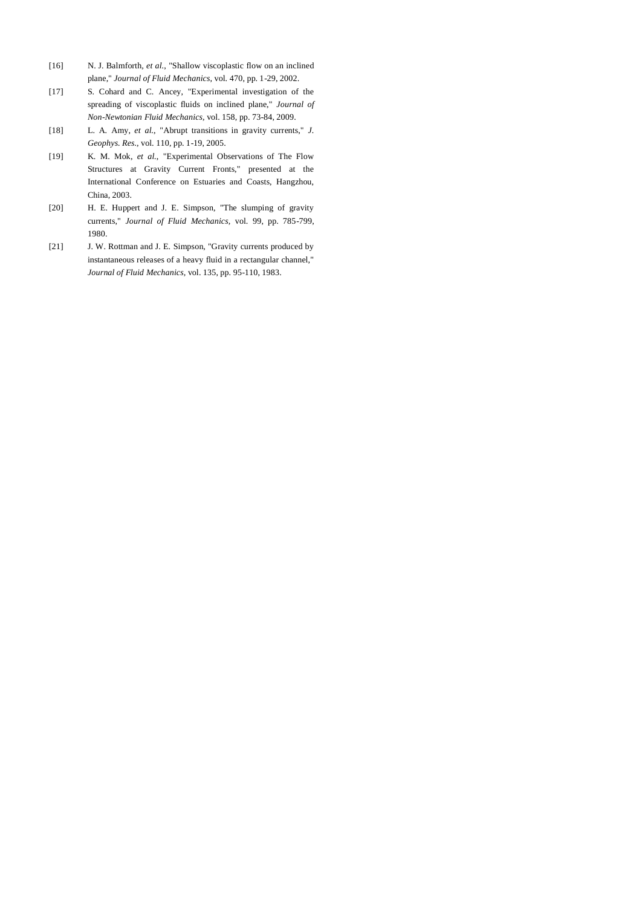[16] N. J. Balmforth, *et al.*, "Shallow viscoplastic flow on an inclined plane," *Journal of Fluid Mechanics*, vol. 470, pp. 1-29, 2002.

[17] S. Cohard and C. Ancey, "Experimental investigation of the spreading of viscoplastic fluids on inclined plane," *Journal of Non-Newtonian Fluid Mechanics*, vol. 158, pp. 73-84, 2009.

[18] L. A. Amy, *et al.*, "Abrupt transitions in gravity currents," *J. Geophys. Res.*, vol. 110, pp. 1-19, 2005.

[19] K. M. Mok, *et al.*, "Experimental Observations of The Flow Structures at Gravity Current Fronts," presented at the International Conference on Estuaries and Coasts, Hangzhou, China, 2003.

[20] H. E. Huppert and J. E. Simpson, "The slumping of gravity currents," *Journal of Fluid Mechanics*, vol. 99, pp. 785-799, 1980.

[21] J. W. Rottman and J. E. Simpson, "Gravity currents produced by instantaneous releases of a heavy fluid in a rectangular channel," *Journal of Fluid Mechanics*, vol. 135, pp. 95-110, 1983.